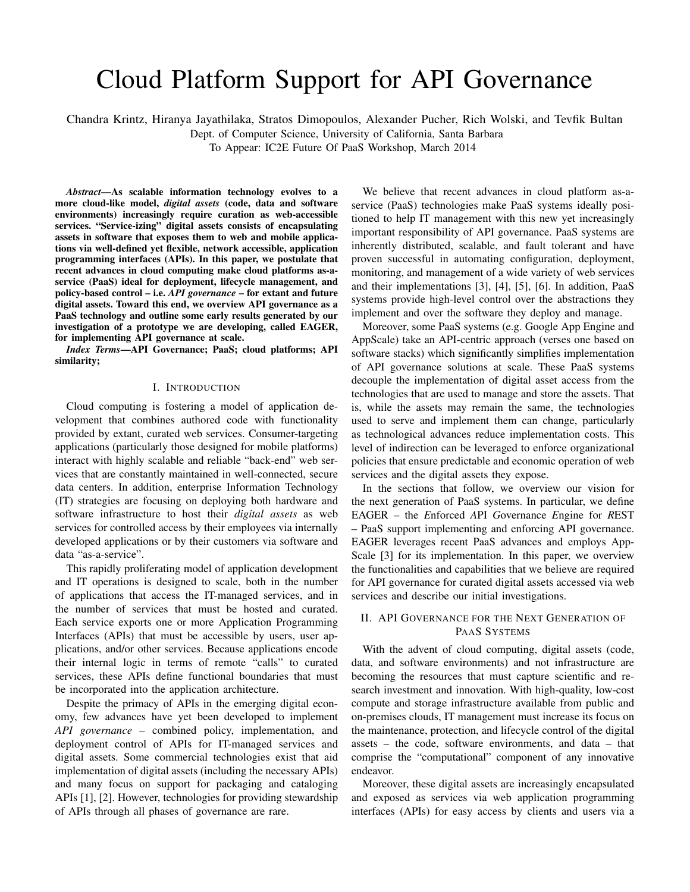# Cloud Platform Support for API Governance

Chandra Krintz, Hiranya Jayathilaka, Stratos Dimopoulos, Alexander Pucher, Rich Wolski, and Tevfik Bultan
Dept. of Computer Science, University of California, Santa Barbara
To Appear: IC2E Future Of PaaS Workshop, March 2014

***Abstract*—As scalable information technology evolves to a more cloud-like model, *digital assets* (code, data and software environments) increasingly require curation as web-accessible services. "Service-izing" digital assets consists of encapsulating assets in software that exposes them to web and mobile applications via well-defined yet flexible, network accessible, application programming interfaces (APIs). In this paper, we postulate that recent advances in cloud computing make cloud platforms as-a-service (PaaS) ideal for deployment, lifecycle management, and policy-based control – i.e. *API governance* – for extant and future digital assets. Toward this end, we overview API governance as a PaaS technology and outline some early results generated by our investigation of a prototype we are developing, called EAGER, for implementing API governance at scale.**

***Index Terms*—API Governance; PaaS; cloud platforms; API similarity;**

## I. Introduction

Cloud computing is fostering a model of application development that combines authored code with functionality provided by extant, curated web services. Consumer-targeting applications (particularly those designed for mobile platforms) interact with highly scalable and reliable "back-end" web services that are constantly maintained in well-connected, secure data centers. In addition, enterprise Information Technology (IT) strategies are focusing on deploying both hardware and software infrastructure to host their *digital assets* as web services for controlled access by their employees via internally developed applications or by their customers via software and data "as-a-service".

This rapidly proliferating model of application development and IT operations is designed to scale, both in the number of applications that access the IT-managed services, and in the number of services that must be hosted and curated. Each service exports one or more Application Programming Interfaces (APIs) that must be accessible by users, user applications, and/or other services. Because applications encode their internal logic in terms of remote "calls" to curated services, these APIs define functional boundaries that must be incorporated into the application architecture.

Despite the primacy of APIs in the emerging digital economy, few advances have yet been developed to implement *API governance* – combined policy, implementation, and deployment control of APIs for IT-managed services and digital assets. Some commercial technologies exist that aid implementation of digital assets (including the necessary APIs) and many focus on support for packaging and cataloging APIs [1], [2]. However, technologies for providing stewardship of APIs through all phases of governance are rare.

We believe that recent advances in cloud platform as-a-service (PaaS) technologies make PaaS systems ideally positioned to help IT management with this new yet increasingly important responsibility of API governance. PaaS systems are inherently distributed, scalable, and fault tolerant and have proven successful in automating configuration, deployment, monitoring, and management of a wide variety of web services and their implementations [3], [4], [5], [6]. In addition, PaaS systems provide high-level control over the abstractions they implement and over the software they deploy and manage.

Moreover, some PaaS systems (e.g. Google App Engine and AppScale) take an API-centric approach (verses one based on software stacks) which significantly simplifies implementation of API governance solutions at scale. These PaaS systems decouple the implementation of digital asset access from the technologies that are used to manage and store the assets. That is, while the assets may remain the same, the technologies used to serve and implement them can change, particularly as technological advances reduce implementation costs. This level of indirection can be leveraged to enforce organizational policies that ensure predictable and economic operation of web services and the digital assets they expose.

In the sections that follow, we overview our vision for the next generation of PaaS systems. In particular, we define EAGER – the *E*nforced *A*PI *G*overnance *E*ngine for *R*EST – PaaS support implementing and enforcing API governance. EAGER leverages recent PaaS advances and employs AppScale [3] for its implementation. In this paper, we overview the functionalities and capabilities that we believe are required for API governance for curated digital assets accessed via web services and describe our initial investigations.

## II. API Governance for the Next Generation of PaaS Systems

With the advent of cloud computing, digital assets (code, data, and software environments) and not infrastructure are becoming the resources that must capture scientific and research investment and innovation. With high-quality, low-cost compute and storage infrastructure available from public and on-premises clouds, IT management must increase its focus on the maintenance, protection, and lifecycle control of the digital assets – the code, software environments, and data – that comprise the "computational" component of any innovative endeavor.

Moreover, these digital assets are increasingly encapsulated and exposed as services via web application programming interfaces (APIs) for easy access by clients and users via a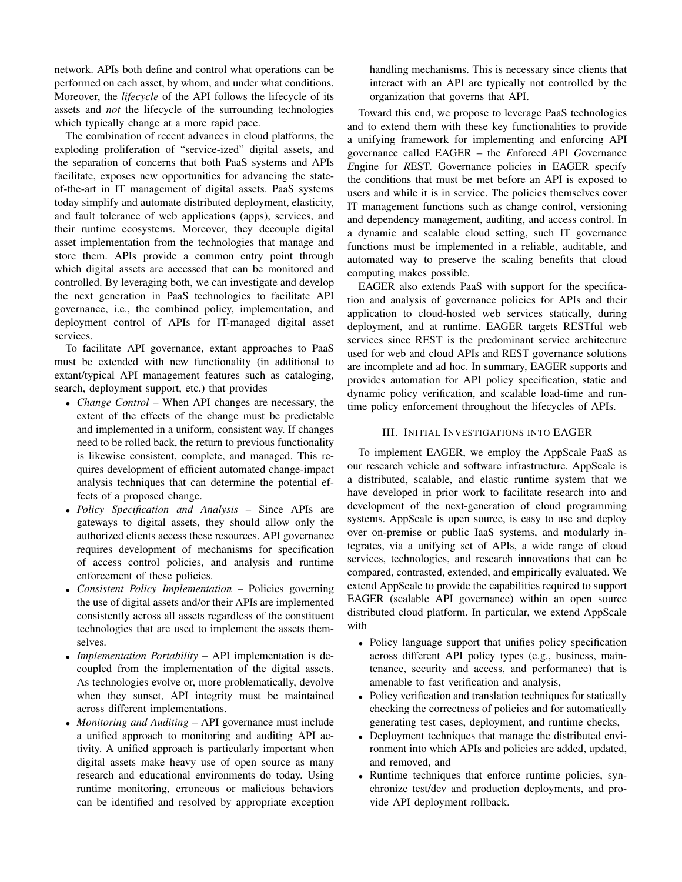network. APIs both define and control what operations can be performed on each asset, by whom, and under what conditions. Moreover, the *lifecycle* of the API follows the lifecycle of its assets and *not* the lifecycle of the surrounding technologies which typically change at a more rapid pace.

The combination of recent advances in cloud platforms, the exploding proliferation of "service-ized" digital assets, and the separation of concerns that both PaaS systems and APIs facilitate, exposes new opportunities for advancing the state-of-the-art in IT management of digital assets. PaaS systems today simplify and automate distributed deployment, elasticity, and fault tolerance of web applications (apps), services, and their runtime ecosystems. Moreover, they decouple digital asset implementation from the technologies that manage and store them. APIs provide a common entry point through which digital assets are accessed that can be monitored and controlled. By leveraging both, we can investigate and develop the next generation in PaaS technologies to facilitate API governance, i.e., the combined policy, implementation, and deployment control of APIs for IT-managed digital asset services.

To facilitate API governance, extant approaches to PaaS must be extended with new functionality (in additional to extant/typical API management features such as cataloging, search, deployment support, etc.) that provides

- *Change Control* – When API changes are necessary, the extent of the effects of the change must be predictable and implemented in a uniform, consistent way. If changes need to be rolled back, the return to previous functionality is likewise consistent, complete, and managed. This requires development of efficient automated change-impact analysis techniques that can determine the potential effects of a proposed change.
- *Policy Specification and Analysis* – Since APIs are gateways to digital assets, they should allow only the authorized clients access these resources. API governance requires development of mechanisms for specification of access control policies, and analysis and runtime enforcement of these policies.
- *Consistent Policy Implementation* – Policies governing the use of digital assets and/or their APIs are implemented consistently across all assets regardless of the constituent technologies that are used to implement the assets themselves.
- *Implementation Portability* – API implementation is decoupled from the implementation of the digital assets. As technologies evolve or, more problematically, devolve when they sunset, API integrity must be maintained across different implementations.
- *Monitoring and Auditing* – API governance must include a unified approach to monitoring and auditing API activity. A unified approach is particularly important when digital assets make heavy use of open source as many research and educational environments do today. Using runtime monitoring, erroneous or malicious behaviors can be identified and resolved by appropriate exception handling mechanisms. This is necessary since clients that interact with an API are typically not controlled by the organization that governs that API.

Toward this end, we propose to leverage PaaS technologies and to extend them with these key functionalities to provide a unifying framework for implementing and enforcing API governance called EAGER – the *E*nforced *A*PI *G*overnance *E*ngine for *R*EST. Governance policies in EAGER specify the conditions that must be met before an API is exposed to users and while it is in service. The policies themselves cover IT management functions such as change control, versioning and dependency management, auditing, and access control. In a dynamic and scalable cloud setting, such IT governance functions must be implemented in a reliable, auditable, and automated way to preserve the scaling benefits that cloud computing makes possible.

EAGER also extends PaaS with support for the specification and analysis of governance policies for APIs and their application to cloud-hosted web services statically, during deployment, and at runtime. EAGER targets RESTful web services since REST is the predominant service architecture used for web and cloud APIs and REST governance solutions are incomplete and ad hoc. In summary, EAGER supports and provides automation for API policy specification, static and dynamic policy verification, and scalable load-time and runtime policy enforcement throughout the lifecycles of APIs.

## III. Initial Investigations into EAGER

To implement EAGER, we employ the AppScale PaaS as our research vehicle and software infrastructure. AppScale is a distributed, scalable, and elastic runtime system that we have developed in prior work to facilitate research into and development of the next-generation of cloud programming systems. AppScale is open source, is easy to use and deploy over on-premise or public IaaS systems, and modularly integrates, via a unifying set of APIs, a wide range of cloud services, technologies, and research innovations that can be compared, contrasted, extended, and empirically evaluated. We extend AppScale to provide the capabilities required to support EAGER (scalable API governance) within an open source distributed cloud platform. In particular, we extend AppScale with

- Policy language support that unifies policy specification across different API policy types (e.g., business, maintenance, security and access, and performance) that is amenable to fast verification and analysis,
- Policy verification and translation techniques for statically checking the correctness of policies and for automatically generating test cases, deployment, and runtime checks,
- Deployment techniques that manage the distributed environment into which APIs and policies are added, updated, and removed, and
- Runtime techniques that enforce runtime policies, synchronize test/dev and production deployments, and provide API deployment rollback.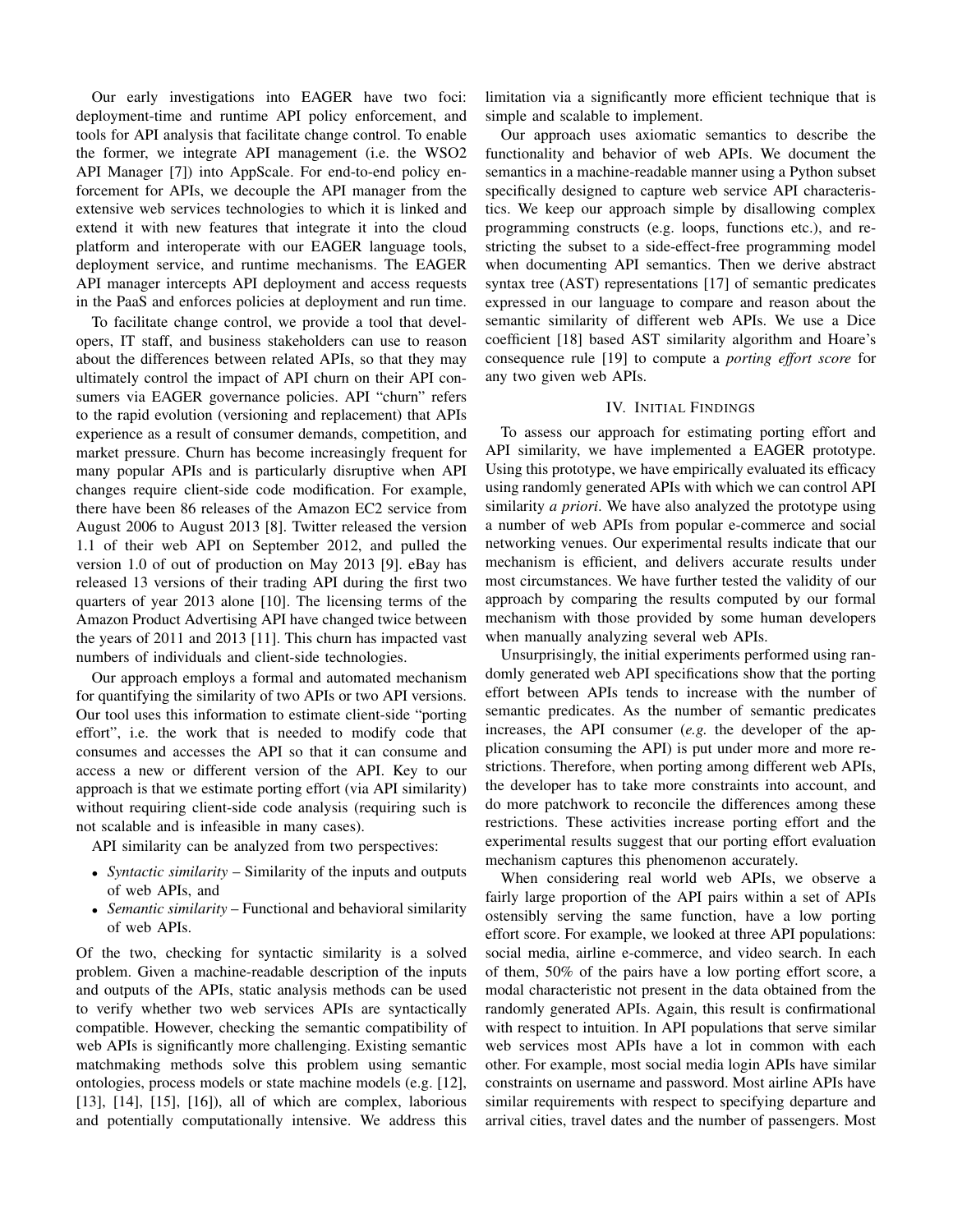Our early investigations into EAGER have two foci: deployment-time and runtime API policy enforcement, and tools for API analysis that facilitate change control. To enable the former, we integrate API management (i.e. the WSO2 API Manager [7]) into AppScale. For end-to-end policy enforcement for APIs, we decouple the API manager from the extensive web services technologies to which it is linked and extend it with new features that integrate it into the cloud platform and interoperate with our EAGER language tools, deployment service, and runtime mechanisms. The EAGER API manager intercepts API deployment and access requests in the PaaS and enforces policies at deployment and run time.

To facilitate change control, we provide a tool that developers, IT staff, and business stakeholders can use to reason about the differences between related APIs, so that they may ultimately control the impact of API churn on their API consumers via EAGER governance policies. API "churn" refers to the rapid evolution (versioning and replacement) that APIs experience as a result of consumer demands, competition, and market pressure. Churn has become increasingly frequent for many popular APIs and is particularly disruptive when API changes require client-side code modification. For example, there have been 86 releases of the Amazon EC2 service from August 2006 to August 2013 [8]. Twitter released the version 1.1 of their web API on September 2012, and pulled the version 1.0 of out of production on May 2013 [9]. eBay has released 13 versions of their trading API during the first two quarters of year 2013 alone [10]. The licensing terms of the Amazon Product Advertising API have changed twice between the years of 2011 and 2013 [11]. This churn has impacted vast numbers of individuals and client-side technologies.

Our approach employs a formal and automated mechanism for quantifying the similarity of two APIs or two API versions. Our tool uses this information to estimate client-side "porting effort", i.e. the work that is needed to modify code that consumes and accesses the API so that it can consume and access a new or different version of the API. Key to our approach is that we estimate porting effort (via API similarity) without requiring client-side code analysis (requiring such is not scalable and is infeasible in many cases).

API similarity can be analyzed from two perspectives:

- *Syntactic similarity* – Similarity of the inputs and outputs of web APIs, and
- *Semantic similarity* – Functional and behavioral similarity of web APIs.

Of the two, checking for syntactic similarity is a solved problem. Given a machine-readable description of the inputs and outputs of the APIs, static analysis methods can be used to verify whether two web services APIs are syntactically compatible. However, checking the semantic compatibility of web APIs is significantly more challenging. Existing semantic matchmaking methods solve this problem using semantic ontologies, process models or state machine models (e.g. [12], [13], [14], [15], [16]), all of which are complex, laborious and potentially computationally intensive. We address this limitation via a significantly more efficient technique that is simple and scalable to implement.

Our approach uses axiomatic semantics to describe the functionality and behavior of web APIs. We document the semantics in a machine-readable manner using a Python subset specifically designed to capture web service API characteristics. We keep our approach simple by disallowing complex programming constructs (e.g. loops, functions etc.), and restricting the subset to a side-effect-free programming model when documenting API semantics. Then we derive abstract syntax tree (AST) representations [17] of semantic predicates expressed in our language to compare and reason about the semantic similarity of different web APIs. We use a Dice coefficient [18] based AST similarity algorithm and Hoare's consequence rule [19] to compute a *porting effort score* for any two given web APIs.

## IV. Initial Findings

To assess our approach for estimating porting effort and API similarity, we have implemented a EAGER prototype. Using this prototype, we have empirically evaluated its efficacy using randomly generated APIs with which we can control API similarity *a priori*. We have also analyzed the prototype using a number of web APIs from popular e-commerce and social networking venues. Our experimental results indicate that our mechanism is efficient, and delivers accurate results under most circumstances. We have further tested the validity of our approach by comparing the results computed by our formal mechanism with those provided by some human developers when manually analyzing several web APIs.

Unsurprisingly, the initial experiments performed using randomly generated web API specifications show that the porting effort between APIs tends to increase with the number of semantic predicates. As the number of semantic predicates increases, the API consumer (*e.g.* the developer of the application consuming the API) is put under more and more restrictions. Therefore, when porting among different web APIs, the developer has to take more constraints into account, and do more patchwork to reconcile the differences among these restrictions. These activities increase porting effort and the experimental results suggest that our porting effort evaluation mechanism captures this phenomenon accurately.

When considering real world web APIs, we observe a fairly large proportion of the API pairs within a set of APIs ostensibly serving the same function, have a low porting effort score. For example, we looked at three API populations: social media, airline e-commerce, and video search. In each of them, 50% of the pairs have a low porting effort score, a modal characteristic not present in the data obtained from the randomly generated APIs. Again, this result is confirmational with respect to intuition. In API populations that serve similar web services most APIs have a lot in common with each other. For example, most social media login APIs have similar constraints on username and password. Most airline APIs have similar requirements with respect to specifying departure and arrival cities, travel dates and the number of passengers. Most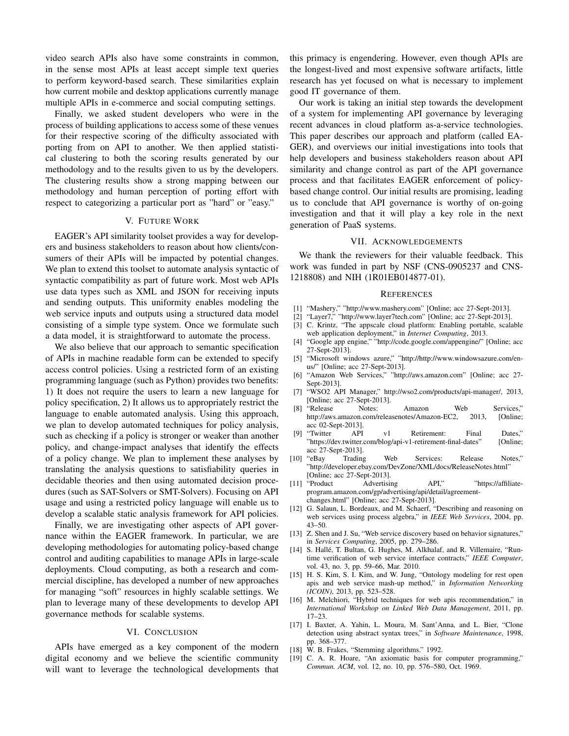video search APIs also have some constraints in common, in the sense most APIs at least accept simple text queries to perform keyword-based search. These similarities explain how current mobile and desktop applications currently manage multiple APIs in e-commerce and social computing settings.

Finally, we asked student developers who were in the process of building applications to access some of these venues for their respective scoring of the difficulty associated with porting from on API to another. We then applied statistical clustering to both the scoring results generated by our methodology and to the results given to us by the developers. The clustering results show a strong mapping between our methodology and human perception of porting effort with respect to categorizing a particular port as "hard" or "easy."

## V. Future Work

EAGER's API similarity toolset provides a way for developers and business stakeholders to reason about how clients/consumers of their APIs will be impacted by potential changes. We plan to extend this toolset to automate analysis syntactic of syntactic compatibility as part of future work. Most web APIs use data types such as XML and JSON for receiving inputs and sending outputs. This uniformity enables modeling the web service inputs and outputs using a structured data model consisting of a simple type system. Once we formulate such a data model, it is straightforward to automate the process.

We also believe that our approach to semantic specification of APIs in machine readable form can be extended to specify access control policies. Using a restricted form of an existing programming language (such as Python) provides two benefits: 1) It does not require the users to learn a new language for policy specification, 2) It allows us to appropriately restrict the language to enable automated analysis. Using this approach, we plan to develop automated techniques for policy analysis, such as checking if a policy is stronger or weaker than another policy, and change-impact analyses that identify the effects of a policy change. We plan to implement these analyses by translating the analysis questions to satisfiability queries in decidable theories and then using automated decision procedures (such as SAT-Solvers or SMT-Solvers). Focusing on API usage and using a restricted policy language will enable us to develop a scalable static analysis framework for API policies.

Finally, we are investigating other aspects of API governance within the EAGER framework. In particular, we are developing methodologies for automating policy-based change control and auditing capabilities to manage APIs in large-scale deployments. Cloud computing, as both a research and commercial discipline, has developed a number of new approaches for managing "soft" resources in highly scalable settings. We plan to leverage many of these developments to develop API governance methods for scalable systems.

## VI. Conclusion

APIs have emerged as a key component of the modern digital economy and we believe the scientific community will want to leverage the technological developments that this primacy is engendering. However, even though APIs are the longest-lived and most expensive software artifacts, little research has yet focused on what is necessary to implement good IT governance of them.

Our work is taking an initial step towards the development of a system for implementing API governance by leveraging recent advances in cloud platform as-a-service technologies. This paper describes our approach and platform (called EAGER), and overviews our initial investigations into tools that help developers and business stakeholders reason about API similarity and change control as part of the API governance process and that facilitates EAGER enforcement of policy-based change control. Our initial results are promising, leading us to conclude that API governance is worthy of on-going investigation and that it will play a key role in the next generation of PaaS systems.

## VII. Acknowledgements

We thank the reviewers for their valuable feedback. This work was funded in part by NSF (CNS-0905237 and CNS-1218808) and NIH (1R01EB014877-01).

## References

[1] "Mashery," "http://www.mashery.com" [Online; acc 27-Sept-2013].

[2] "Layer7," "http://www.layer7tech.com" [Online; acc 27-Sept-2013].

[3] C. Krintz, "The appscale cloud platform: Enabling portable, scalable web application deployment," in *Internet Computing*, 2013.

[4] "Google app engine," "http://code.google.com/appengine/" [Online; acc 27-Sept-2013].

[5] "Microsoft windows azure," "http://http://www.windowsazure.com/en-us/" [Online; acc 27-Sept-2013].

[6] "Amazon Web Services," "http://aws.amazon.com" [Online; acc 27-Sept-2013].

[7] "WSO2 API Manager," http://wso2.com/products/api-manager/, 2013, [Online; acc 27-Sept-2013].

[8] "Release Notes: Amazon Web Services," http://aws.amazon.com/releasenotes/Amazon-EC2, 2013, [Online; acc 02-Sept-2013].

[9] "Twitter API v1 Retirement: Final Dates," "https://dev.twitter.com/blog/api-v1-retirement-final-dates" [Online; acc 27-Sept-2013].

[10] "eBay Trading Web Services: Release Notes," "http://developer.ebay.com/DevZone/XML/docs/ReleaseNotes.html" [Online; acc 27-Sept-2013].

[11] "Product Advertising API," "https://affiliate-program.amazon.com/gp/advertising/api/detail/agreement-changes.html" [Online; acc 27-Sept-2013].

[12] G. Salaun, L. Bordeaux, and M. Schaerf, "Describing and reasoning on web services using process algebra," in *IEEE Web Services*, 2004, pp. 43–50.

[13] Z. Shen and J. Su, "Web service discovery based on behavior signatures," in *Services Computing*, 2005, pp. 279–286.

[14] S. Hallé, T. Bultan, G. Hughes, M. Alkhalaf, and R. Villemaire, "Runtime verification of web service interface contracts," *IEEE Computer*, vol. 43, no. 3, pp. 59–66, Mar. 2010.

[15] H. S. Kim, S. I. Kim, and W. Jung, "Ontology modeling for rest open apis and web service mash-up method," in *Information Networking (ICOIN)*, 2013, pp. 523–528.

[16] M. Melchiori, "Hybrid techniques for web apis recommendation," in *International Workshop on Linked Web Data Management*, 2011, pp. 17–23.

[17] I. Baxter, A. Yahin, L. Moura, M. Sant'Anna, and L. Bier, "Clone detection using abstract syntax trees," in *Software Maintenance*, 1998, pp. 368–377.

[18] W. B. Frakes, "Stemming algorithms." 1992.

[19] C. A. R. Hoare, "An axiomatic basis for computer programming," *Commun. ACM*, vol. 12, no. 10, pp. 576–580, Oct. 1969.